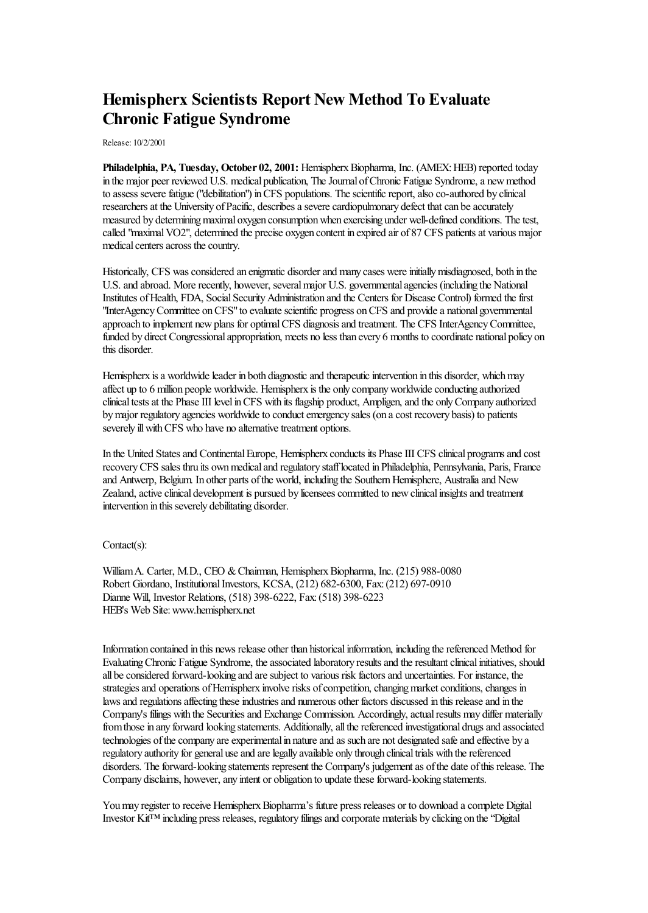# Hemispherx Scientists Report New Method To Evaluate Chronic Fatigue Syndrome

Release: 10/2/2001

**Philadelphia, PA, Tuesday, October 02, 2001:** Hemispherx Biopharma, Inc. (AMEX: HEB) reported today in the major peer reviewed U.S. medical publication, The Journal of Chronic Fatigue Syndrome, a new method to assess severe fatigue ("debilitation") in CFS populations. The scientific report, also co-authored by clinical researchers at the University of Pacific, describes a severe cardiopulmonary defect that can be accurately measured by determining maximal oxygen consumption when exercising under well-defined conditions. The test, called "maximal VO2", determined the precise oxygen content in expired air of 87 CFS patients at various major medical centers across the country.

Historically, CFS was considered an enigmatic disorder and many cases were initially misdiagnosed, both in the U.S. and abroad. More recently, however, several major U.S. governmental agencies (including the National Institutes of Health, FDA, Social Security Administration and the Centers for Disease Control) formed the first "InterAgency Committee on CFS" to evaluate scientific progress on CFS and provide a national governmental approach to implement new plans for optimal CFS diagnosis and treatment. The CFS InterAgency Committee, funded by direct Congressional appropriation, meets no less than every 6 months to coordinate national policy on this disorder.

Hemispherx is a worldwide leader in both diagnostic and therapeutic intervention in this disorder, which may affect up to 6 million people worldwide. Hemispherx is the only company worldwide conducting authorized clinical tests at the Phase III level in CFS with its flagship product, Ampligen, and the only Company authorized by major regulatory agencies worldwide to conduct emergency sales (on a cost recovery basis) to patients severely ill with CFS who have no alternative treatment options.

In the United States and Continental Europe, Hemispherx conducts its Phase III CFS clinical programs and cost recovery CFS sales thru its own medical and regulatory staff located in Philadelphia, Pennsylvania, Paris, France and Antwerp, Belgium. In other parts of the world, including the Southern Hemisphere, Australia and New Zealand, active clinical development is pursued by licensees committed to new clinical insights and treatment intervention in this severely debilitating disorder.

Contact(s):

William A. Carter, M.D., CEO & Chairman, Hemispherx Biopharma, Inc. (215) 988-0080
Robert Giordano, Institutional Investors, KCSA, (212) 682-6300, Fax: (212) 697-0910
Dianne Will, Investor Relations, (518) 398-6222, Fax: (518) 398-6223
HEB's Web Site: www.hemispherx.net

Information contained in this news release other than historical information, including the referenced Method for Evaluating Chronic Fatigue Syndrome, the associated laboratory results and the resultant clinical initiatives, should all be considered forward-looking and are subject to various risk factors and uncertainties. For instance, the strategies and operations of Hemispherx involve risks of competition, changing market conditions, changes in laws and regulations affecting these industries and numerous other factors discussed in this release and in the Company's filings with the Securities and Exchange Commission. Accordingly, actual results may differ materially from those in any forward looking statements. Additionally, all the referenced investigational drugs and associated technologies of the company are experimental in nature and as such are not designated safe and effective by a regulatory authority for general use and are legally available only through clinical trials with the referenced disorders. The forward-looking statements represent the Company's judgement as of the date of this release. The Company disclaims, however, any intent or obligation to update these forward-looking statements.

You may register to receive Hemispherx Biopharma's future press releases or to download a complete Digital Investor Kit™ including press releases, regulatory filings and corporate materials by clicking on the "Digital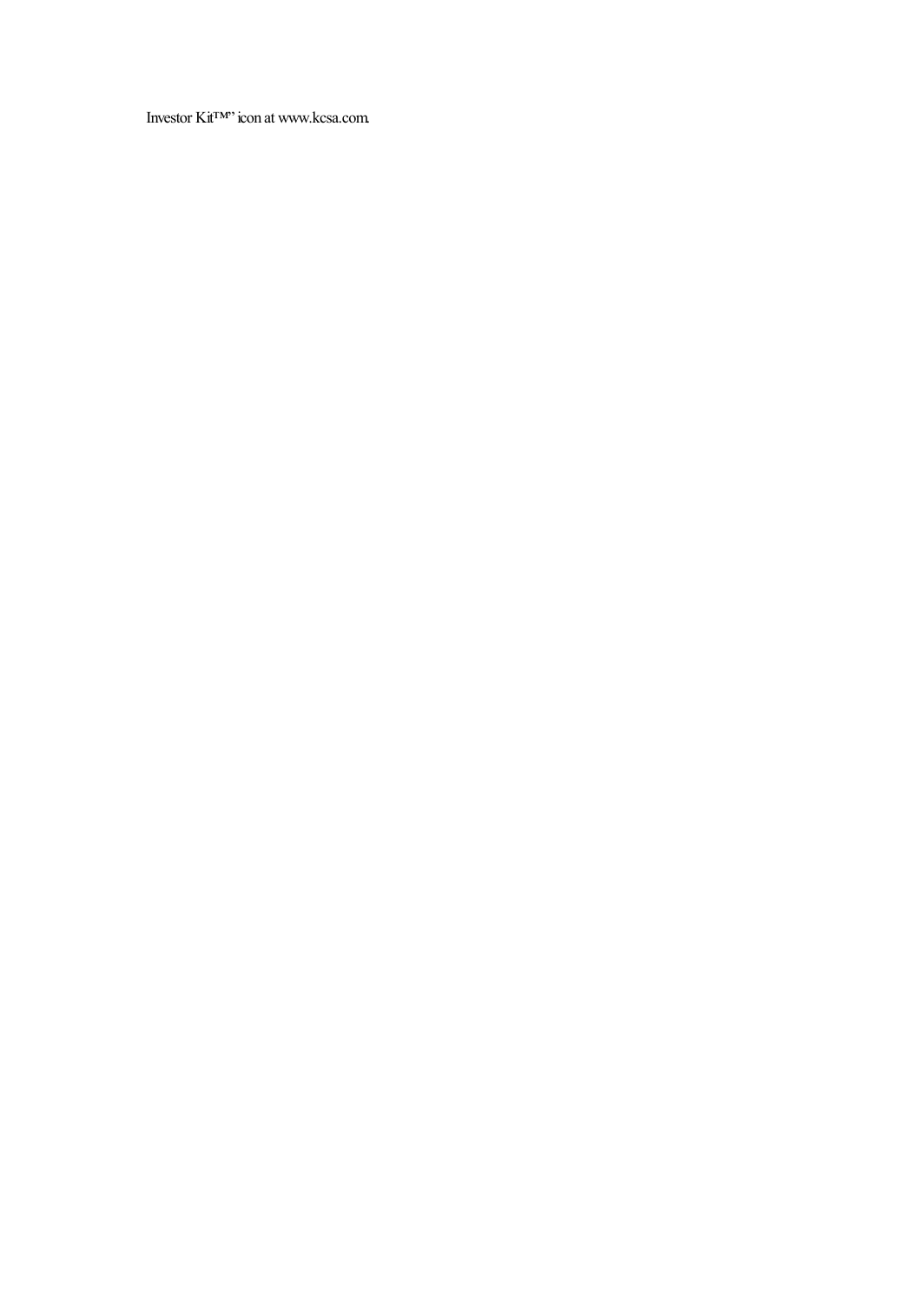Investor Kit™" icon at www.kcsa.com.